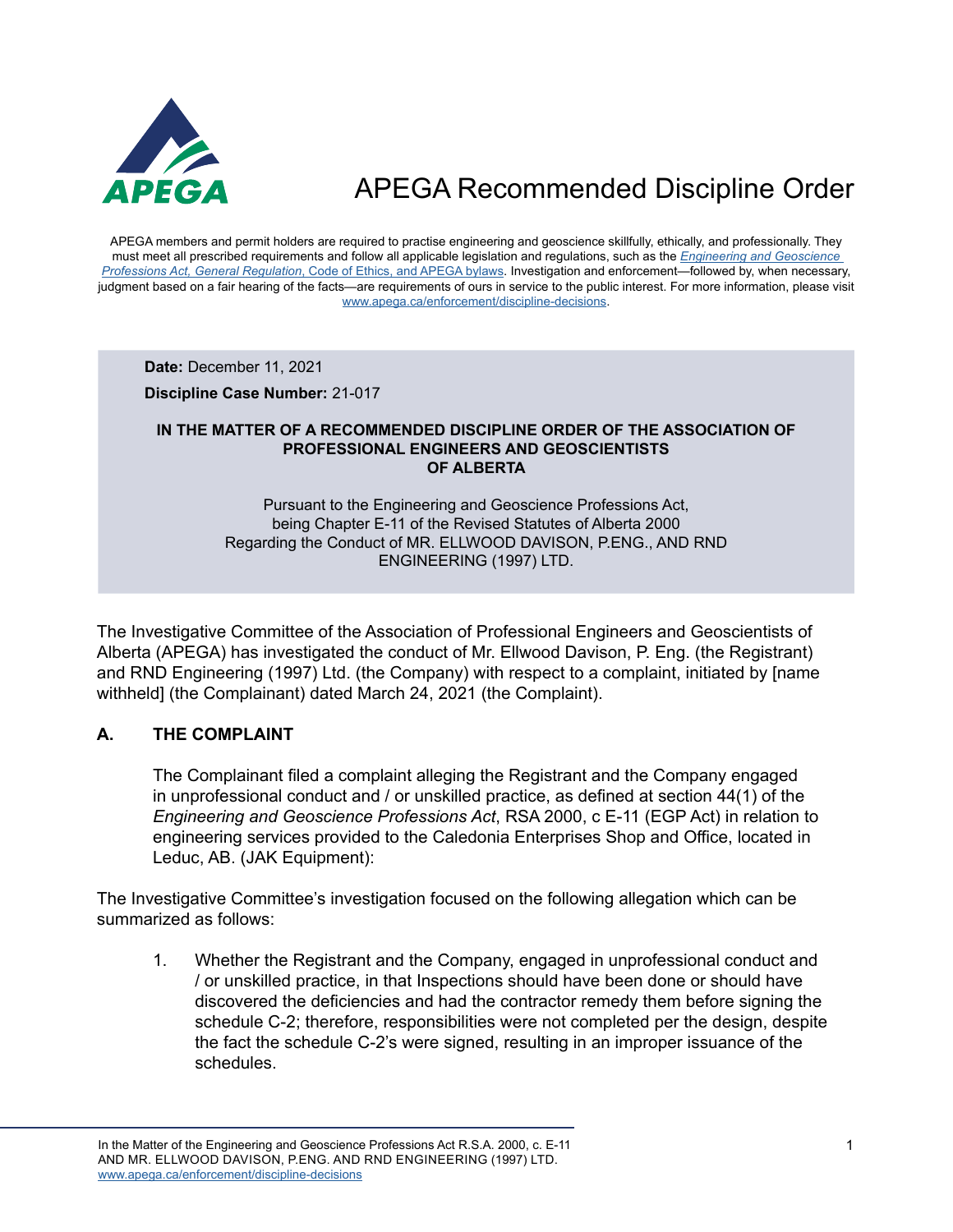# APEGA Recommended Discipline Order

APEGA members and permit holders are required to practise engineering and geoscience skillfully, ethically, and professionally. They must meet all prescribed requirements and follow all applicable legislation and regulations, such as the *Engineering and Geoscience Professions Act, General Regulation*, Code of Ethics, and APEGA bylaws. Investigation and enforcement—followed by, when necessary, judgment based on a fair hearing of the facts—are requirements of ours in service to the public interest. For more information, please visit www.apega.ca/enforcement/discipline-decisions.

**Date:** December 11, 2021

**Discipline Case Number:** 21-017

**IN THE MATTER OF A RECOMMENDED DISCIPLINE ORDER OF THE ASSOCIATION OF PROFESSIONAL ENGINEERS AND GEOSCIENTISTS OF ALBERTA**

Pursuant to the Engineering and Geoscience Professions Act, being Chapter E-11 of the Revised Statutes of Alberta 2000 Regarding the Conduct of MR. ELLWOOD DAVISON, P.ENG., AND RND ENGINEERING (1997) LTD.

The Investigative Committee of the Association of Professional Engineers and Geoscientists of Alberta (APEGA) has investigated the conduct of Mr. Ellwood Davison, P. Eng. (the Registrant) and RND Engineering (1997) Ltd. (the Company) with respect to a complaint, initiated by [name withheld] (the Complainant) dated March 24, 2021 (the Complaint).

## A. THE COMPLAINT

The Complainant filed a complaint alleging the Registrant and the Company engaged in unprofessional conduct and / or unskilled practice, as defined at section 44(1) of the *Engineering and Geoscience Professions Act*, RSA 2000, c E-11 (EGP Act) in relation to engineering services provided to the Caledonia Enterprises Shop and Office, located in Leduc, AB. (JAK Equipment):

The Investigative Committee's investigation focused on the following allegation which can be summarized as follows:

1. Whether the Registrant and the Company, engaged in unprofessional conduct and / or unskilled practice, in that Inspections should have been done or should have discovered the deficiencies and had the contractor remedy them before signing the schedule C-2; therefore, responsibilities were not completed per the design, despite the fact the schedule C-2's were signed, resulting in an improper issuance of the schedules.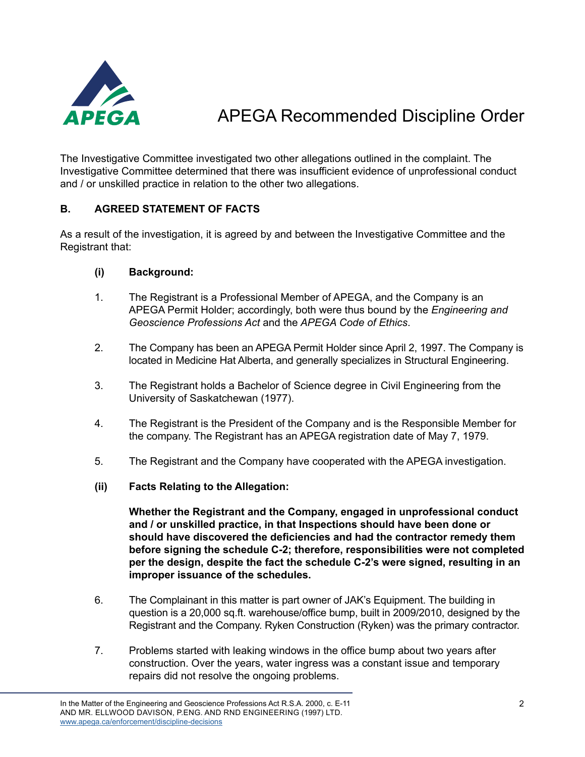The Investigative Committee investigated two other allegations outlined in the complaint. The Investigative Committee determined that there was insufficient evidence of unprofessional conduct and / or unskilled practice in relation to the other two allegations.

## B. AGREED STATEMENT OF FACTS

As a result of the investigation, it is agreed by and between the Investigative Committee and the Registrant that:

### (i) Background:

1. The Registrant is a Professional Member of APEGA, and the Company is an APEGA Permit Holder; accordingly, both were thus bound by the *Engineering and Geoscience Professions Act* and the *APEGA Code of Ethics*.

2. The Company has been an APEGA Permit Holder since April 2, 1997. The Company is located in Medicine Hat Alberta, and generally specializes in Structural Engineering.

3. The Registrant holds a Bachelor of Science degree in Civil Engineering from the University of Saskatchewan (1977).

4. The Registrant is the President of the Company and is the Responsible Member for the company. The Registrant has an APEGA registration date of May 7, 1979.

5. The Registrant and the Company have cooperated with the APEGA investigation.

### (ii) Facts Relating to the Allegation:

**Whether the Registrant and the Company, engaged in unprofessional conduct and / or unskilled practice, in that Inspections should have been done or should have discovered the deficiencies and had the contractor remedy them before signing the schedule C-2; therefore, responsibilities were not completed per the design, despite the fact the schedule C-2's were signed, resulting in an improper issuance of the schedules.**

6. The Complainant in this matter is part owner of JAK's Equipment. The building in question is a 20,000 sq.ft. warehouse/office bump, built in 2009/2010, designed by the Registrant and the Company. Ryken Construction (Ryken) was the primary contractor.

7. Problems started with leaking windows in the office bump about two years after construction. Over the years, water ingress was a constant issue and temporary repairs did not resolve the ongoing problems.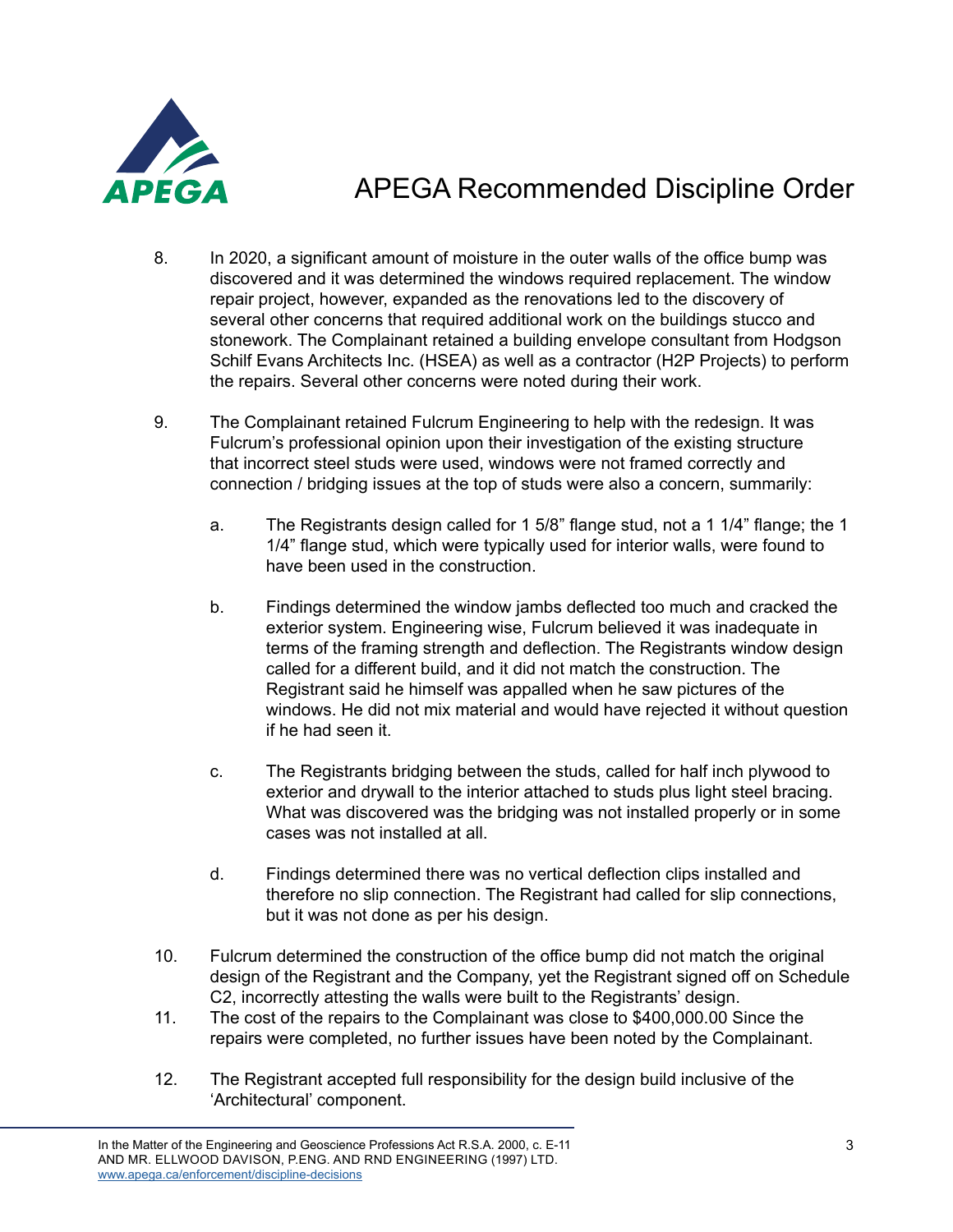8. In 2020, a significant amount of moisture in the outer walls of the office bump was discovered and it was determined the windows required replacement. The window repair project, however, expanded as the renovations led to the discovery of several other concerns that required additional work on the buildings stucco and stonework. The Complainant retained a building envelope consultant from Hodgson Schilf Evans Architects Inc. (HSEA) as well as a contractor (H2P Projects) to perform the repairs. Several other concerns were noted during their work.

9. The Complainant retained Fulcrum Engineering to help with the redesign. It was Fulcrum's professional opinion upon their investigation of the existing structure that incorrect steel studs were used, windows were not framed correctly and connection / bridging issues at the top of studs were also a concern, summarily:

   a. The Registrants design called for 1 5/8" flange stud, not a 1 1/4" flange; the 1 1/4" flange stud, which were typically used for interior walls, were found to have been used in the construction.

   b. Findings determined the window jambs deflected too much and cracked the exterior system. Engineering wise, Fulcrum believed it was inadequate in terms of the framing strength and deflection. The Registrants window design called for a different build, and it did not match the construction. The Registrant said he himself was appalled when he saw pictures of the windows. He did not mix material and would have rejected it without question if he had seen it.

   c. The Registrants bridging between the studs, called for half inch plywood to exterior and drywall to the interior attached to studs plus light steel bracing. What was discovered was the bridging was not installed properly or in some cases was not installed at all.

   d. Findings determined there was no vertical deflection clips installed and therefore no slip connection. The Registrant had called for slip connections, but it was not done as per his design.

10. Fulcrum determined the construction of the office bump did not match the original design of the Registrant and the Company, yet the Registrant signed off on Schedule C2, incorrectly attesting the walls were built to the Registrants' design.

11. The cost of the repairs to the Complainant was close to $400,000.00 Since the repairs were completed, no further issues have been noted by the Complainant.

12. The Registrant accepted full responsibility for the design build inclusive of the 'Architectural' component.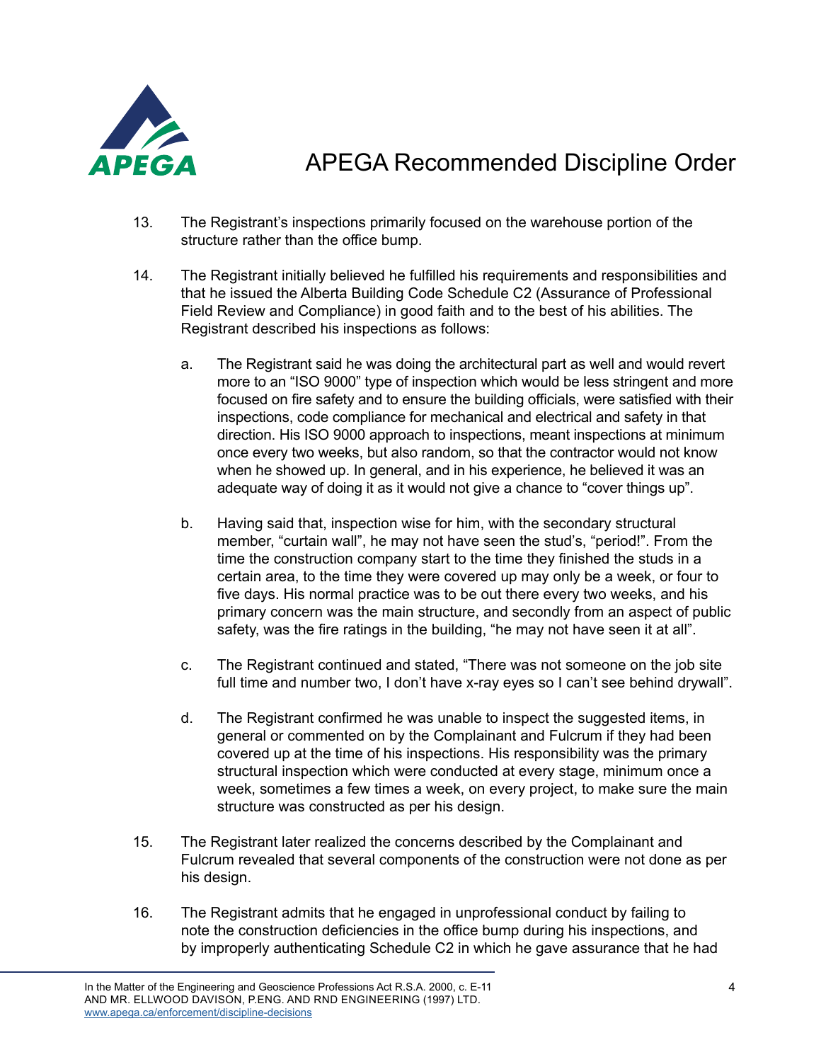13. The Registrant's inspections primarily focused on the warehouse portion of the structure rather than the office bump.

14. The Registrant initially believed he fulfilled his requirements and responsibilities and that he issued the Alberta Building Code Schedule C2 (Assurance of Professional Field Review and Compliance) in good faith and to the best of his abilities. The Registrant described his inspections as follows:

    a. The Registrant said he was doing the architectural part as well and would revert more to an "ISO 9000" type of inspection which would be less stringent and more focused on fire safety and to ensure the building officials, were satisfied with their inspections, code compliance for mechanical and electrical and safety in that direction. His ISO 9000 approach to inspections, meant inspections at minimum once every two weeks, but also random, so that the contractor would not know when he showed up. In general, and in his experience, he believed it was an adequate way of doing it as it would not give a chance to "cover things up".

    b. Having said that, inspection wise for him, with the secondary structural member, "curtain wall", he may not have seen the stud's, "period!". From the time the construction company start to the time they finished the studs in a certain area, to the time they were covered up may only be a week, or four to five days. His normal practice was to be out there every two weeks, and his primary concern was the main structure, and secondly from an aspect of public safety, was the fire ratings in the building, "he may not have seen it at all".

    c. The Registrant continued and stated, "There was not someone on the job site full time and number two, I don't have x-ray eyes so I can't see behind drywall".

    d. The Registrant confirmed he was unable to inspect the suggested items, in general or commented on by the Complainant and Fulcrum if they had been covered up at the time of his inspections. His responsibility was the primary structural inspection which were conducted at every stage, minimum once a week, sometimes a few times a week, on every project, to make sure the main structure was constructed as per his design.

15. The Registrant later realized the concerns described by the Complainant and Fulcrum revealed that several components of the construction were not done as per his design.

16. The Registrant admits that he engaged in unprofessional conduct by failing to note the construction deficiencies in the office bump during his inspections, and by improperly authenticating Schedule C2 in which he gave assurance that he had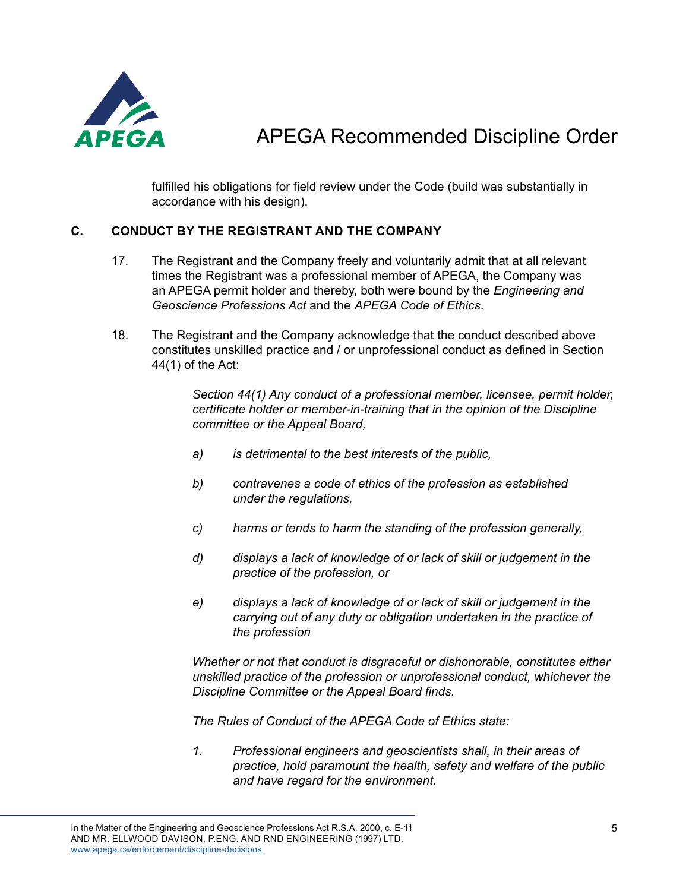fulfilled his obligations for field review under the Code (build was substantially in accordance with his design).

## C. CONDUCT BY THE REGISTRANT AND THE COMPANY

17. The Registrant and the Company freely and voluntarily admit that at all relevant times the Registrant was a professional member of APEGA, the Company was an APEGA permit holder and thereby, both were bound by the *Engineering and Geoscience Professions Act* and the *APEGA Code of Ethics*.

18. The Registrant and the Company acknowledge that the conduct described above constitutes unskilled practice and / or unprofessional conduct as defined in Section 44(1) of the Act:

> *Section 44(1) Any conduct of a professional member, licensee, permit holder, certificate holder or member-in-training that in the opinion of the Discipline committee or the Appeal Board,*
>
> *a) is detrimental to the best interests of the public,*
>
> *b) contravenes a code of ethics of the profession as established under the regulations,*
>
> *c) harms or tends to harm the standing of the profession generally,*
>
> *d) displays a lack of knowledge of or lack of skill or judgement in the practice of the profession, or*
>
> *e) displays a lack of knowledge of or lack of skill or judgement in the carrying out of any duty or obligation undertaken in the practice of the profession*
>
> *Whether or not that conduct is disgraceful or dishonorable, constitutes either unskilled practice of the profession or unprofessional conduct, whichever the Discipline Committee or the Appeal Board finds.*
>
> *The Rules of Conduct of the APEGA Code of Ethics state:*
>
> *1. Professional engineers and geoscientists shall, in their areas of practice, hold paramount the health, safety and welfare of the public and have regard for the environment.*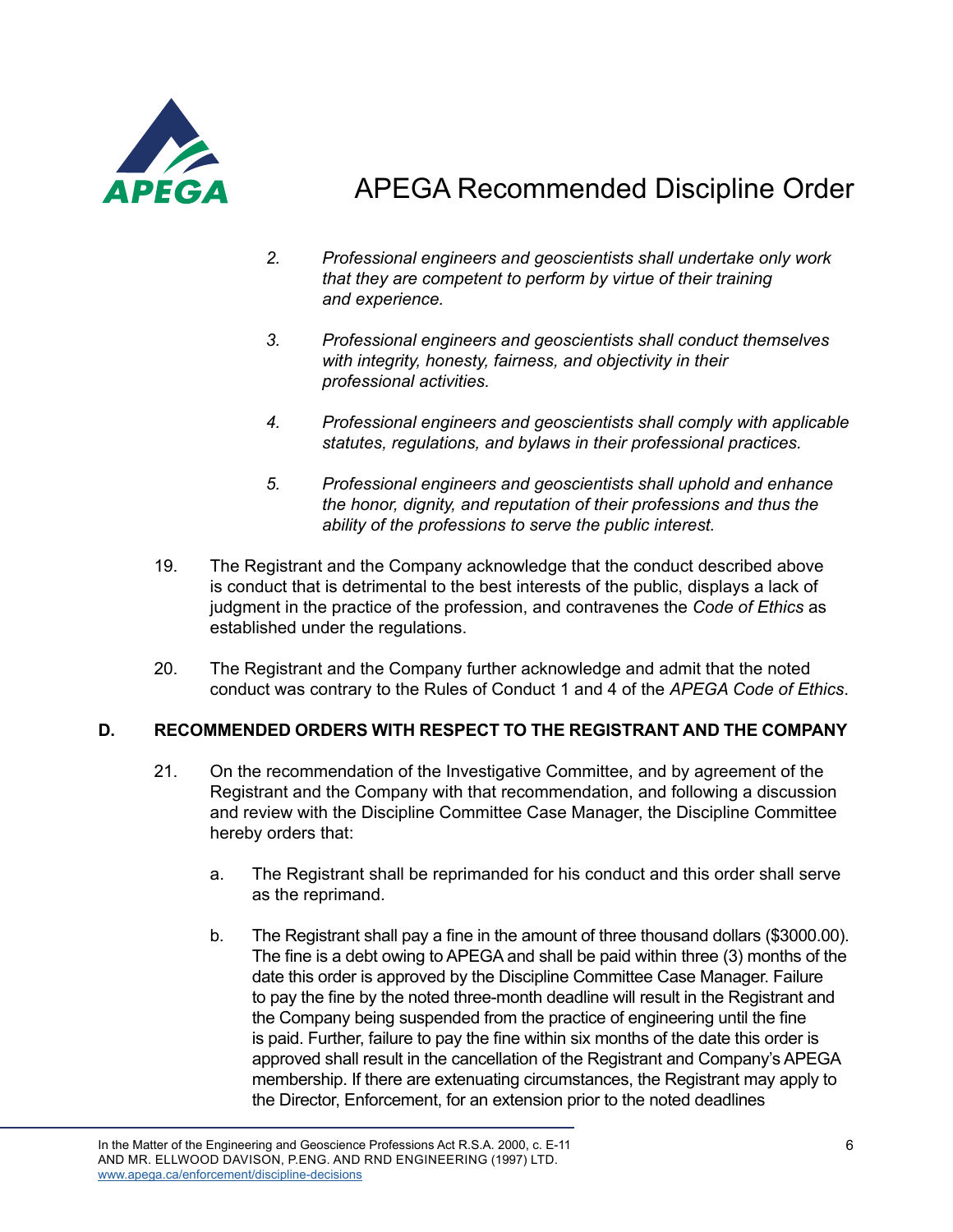> 2. *Professional engineers and geoscientists shall undertake only work that they are competent to perform by virtue of their training and experience.*
>
> 3. *Professional engineers and geoscientists shall conduct themselves with integrity, honesty, fairness, and objectivity in their professional activities.*
>
> 4. *Professional engineers and geoscientists shall comply with applicable statutes, regulations, and bylaws in their professional practices.*
>
> 5. *Professional engineers and geoscientists shall uphold and enhance the honor, dignity, and reputation of their professions and thus the ability of the professions to serve the public interest.*

19. The Registrant and the Company acknowledge that the conduct described above is conduct that is detrimental to the best interests of the public, displays a lack of judgment in the practice of the profession, and contravenes the *Code of Ethics* as established under the regulations.

20. The Registrant and the Company further acknowledge and admit that the noted conduct was contrary to the Rules of Conduct 1 and 4 of the *APEGA Code of Ethics*.

## D. RECOMMENDED ORDERS WITH RESPECT TO THE REGISTRANT AND THE COMPANY

21. On the recommendation of the Investigative Committee, and by agreement of the Registrant and the Company with that recommendation, and following a discussion and review with the Discipline Committee Case Manager, the Discipline Committee hereby orders that:

    a. The Registrant shall be reprimanded for his conduct and this order shall serve as the reprimand.

    b. The Registrant shall pay a fine in the amount of three thousand dollars ($3000.00). The fine is a debt owing to APEGA and shall be paid within three (3) months of the date this order is approved by the Discipline Committee Case Manager. Failure to pay the fine by the noted three-month deadline will result in the Registrant and the Company being suspended from the practice of engineering until the fine is paid. Further, failure to pay the fine within six months of the date this order is approved shall result in the cancellation of the Registrant and Company's APEGA membership. If there are extenuating circumstances, the Registrant may apply to the Director, Enforcement, for an extension prior to the noted deadlines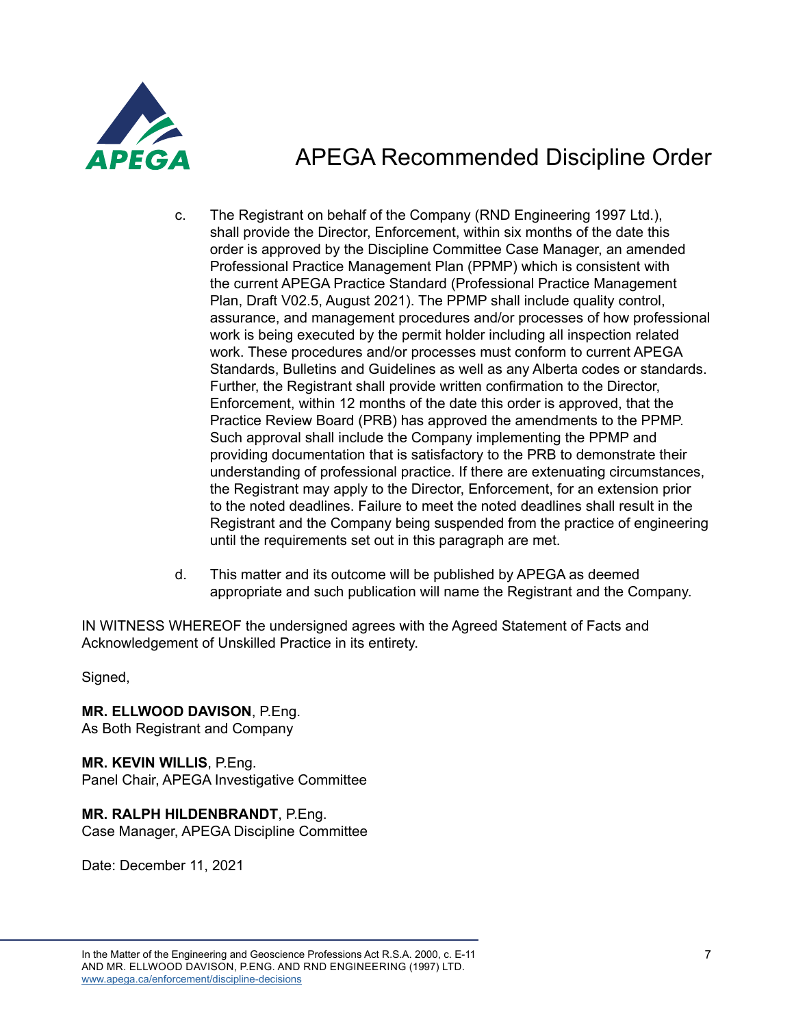c. The Registrant on behalf of the Company (RND Engineering 1997 Ltd.), shall provide the Director, Enforcement, within six months of the date this order is approved by the Discipline Committee Case Manager, an amended Professional Practice Management Plan (PPMP) which is consistent with the current APEGA Practice Standard (Professional Practice Management Plan, Draft V02.5, August 2021). The PPMP shall include quality control, assurance, and management procedures and/or processes of how professional work is being executed by the permit holder including all inspection related work. These procedures and/or processes must conform to current APEGA Standards, Bulletins and Guidelines as well as any Alberta codes or standards. Further, the Registrant shall provide written confirmation to the Director, Enforcement, within 12 months of the date this order is approved, that the Practice Review Board (PRB) has approved the amendments to the PPMP. Such approval shall include the Company implementing the PPMP and providing documentation that is satisfactory to the PRB to demonstrate their understanding of professional practice. If there are extenuating circumstances, the Registrant may apply to the Director, Enforcement, for an extension prior to the noted deadlines. Failure to meet the noted deadlines shall result in the Registrant and the Company being suspended from the practice of engineering until the requirements set out in this paragraph are met.

d. This matter and its outcome will be published by APEGA as deemed appropriate and such publication will name the Registrant and the Company.

IN WITNESS WHEREOF the undersigned agrees with the Agreed Statement of Facts and Acknowledgement of Unskilled Practice in its entirety.

Signed,

**MR. ELLWOOD DAVISON**, P.Eng.
As Both Registrant and Company

**MR. KEVIN WILLIS**, P.Eng.
Panel Chair, APEGA Investigative Committee

**MR. RALPH HILDENBRANDT**, P.Eng.
Case Manager, APEGA Discipline Committee

Date: December 11, 2021